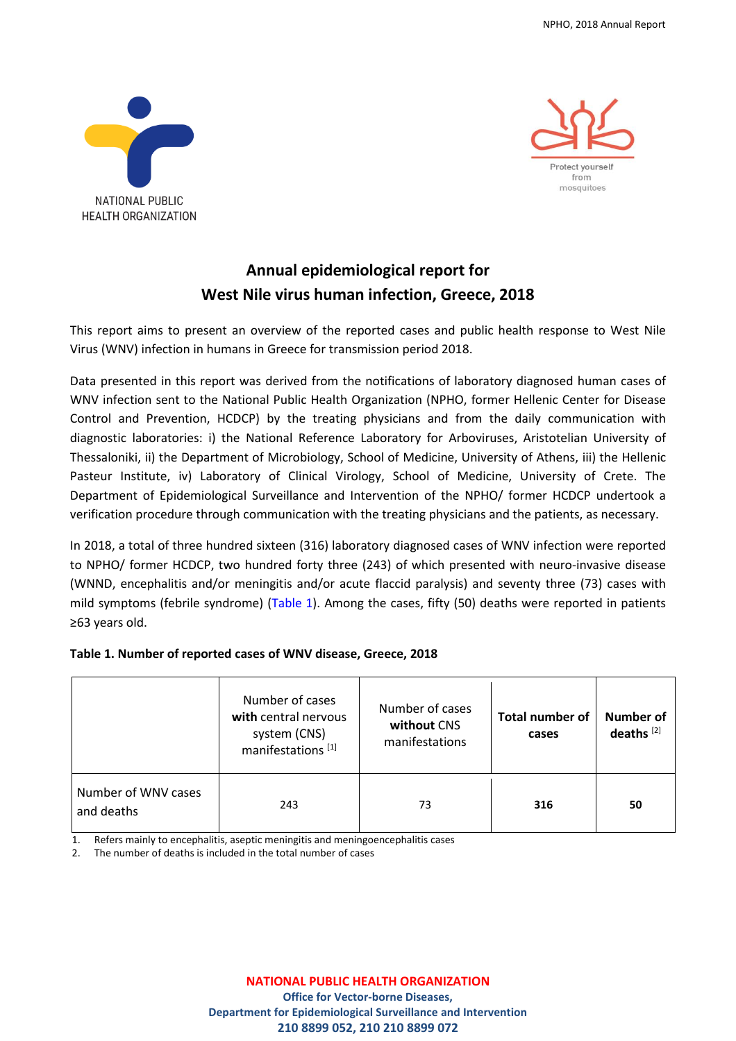NATIONAL PUBLIC HEALTH ORGANIZATION

Protect yourself from mosquitoes

# Annual epidemiological report for West Nile virus human infection, Greece, 2018

This report aims to present an overview of the reported cases and public health response to West Nile Virus (WNV) infection in humans in Greece for transmission period 2018.

Data presented in this report was derived from the notifications of laboratory diagnosed human cases of WNV infection sent to the National Public Health Organization (NPHO, former Hellenic Center for Disease Control and Prevention, HCDCP) by the treating physicians and from the daily communication with diagnostic laboratories: i) the National Reference Laboratory for Arboviruses, Aristotelian University of Thessaloniki, ii) the Department of Microbiology, School of Medicine, University of Athens, iii) the Hellenic Pasteur Institute, iv) Laboratory of Clinical Virology, School of Medicine, University of Crete. The Department of Epidemiological Surveillance and Intervention of the NPHO/ former HCDCP undertook a verification procedure through communication with the treating physicians and the patients, as necessary.

In 2018, a total of three hundred sixteen (316) laboratory diagnosed cases of WNV infection were reported to NPHO/ former HCDCP, two hundred forty three (243) of which presented with neuro-invasive disease (WNND, encephalitis and/or meningitis and/or acute flaccid paralysis) and seventy three (73) cases with mild symptoms (febrile syndrome) (Table 1). Among the cases, fifty (50) deaths were reported in patients ≥63 years old.

**Table 1. Number of reported cases of WNV disease, Greece, 2018**

| | Number of cases **with** central nervous system (CNS) manifestations [1] | Number of cases **without** CNS manifestations | **Total number of cases** | **Number of deaths** [2] |
|---|---|---|---|---|
| Number of WNV cases and deaths | 243 | 73 | **316** | **50** |

1. Refers mainly to encephalitis, aseptic meningitis and meningoencephalitis cases
2. The number of deaths is included in the total number of cases

**NATIONAL PUBLIC HEALTH ORGANIZATION**
**Office for Vector-borne Diseases,**
**Department for Epidemiological Surveillance and Intervention**
**210 8899 052, 210 210 8899 072**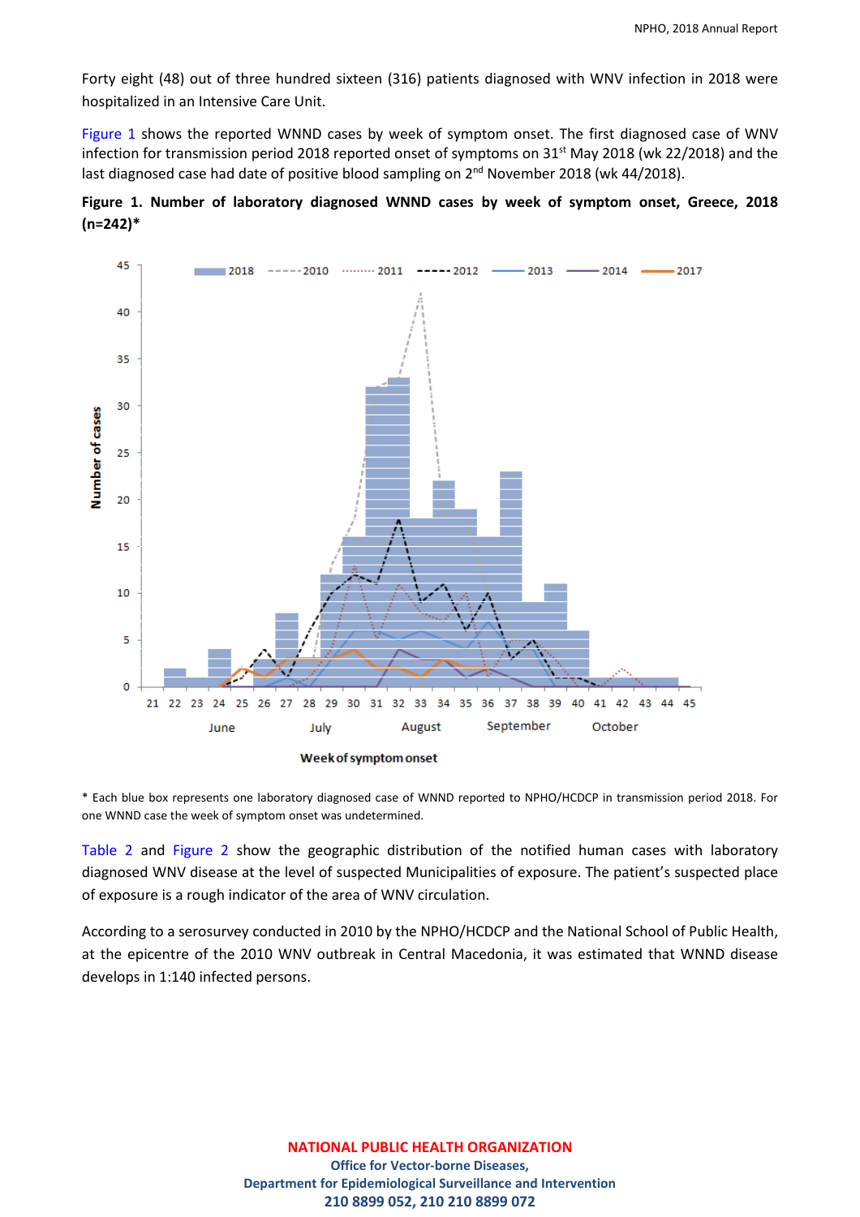Forty eight (48) out of three hundred sixteen (316) patients diagnosed with WNV infection in 2018 were hospitalized in an Intensive Care Unit.

Figure 1 shows the reported WNND cases by week of symptom onset. The first diagnosed case of WNV infection for transmission period 2018 reported onset of symptoms on 31st May 2018 (wk 22/2018) and the last diagnosed case had date of positive blood sampling on 2nd November 2018 (wk 44/2018).

**Figure 1. Number of laboratory diagnosed WNND cases by week of symptom onset, Greece, 2018 (n=242)***

\* Each blue box represents one laboratory diagnosed case of WNND reported to NPHO/HCDCP in transmission period 2018. For one WNND case the week of symptom onset was undetermined.

Table 2 and Figure 2 show the geographic distribution of the notified human cases with laboratory diagnosed WNV disease at the level of suspected Municipalities of exposure. The patient's suspected place of exposure is a rough indicator of the area of WNV circulation.

According to a serosurvey conducted in 2010 by the NPHO/HCDCP and the National School of Public Health, at the epicentre of the 2010 WNV outbreak in Central Macedonia, it was estimated that WNND disease develops in 1:140 infected persons.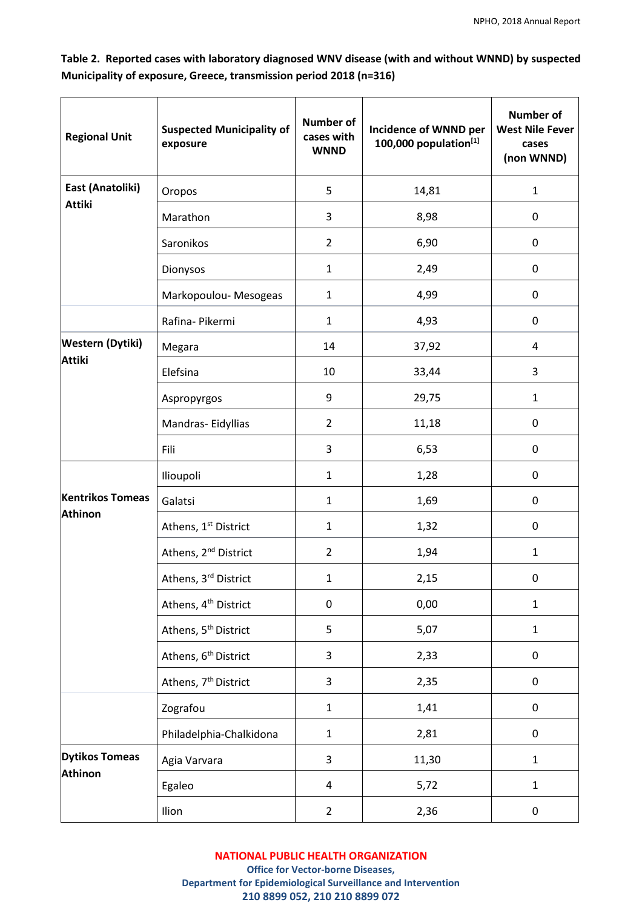**Table 2. Reported cases with laboratory diagnosed WNV disease (with and without WNND) by suspected Municipality of exposure, Greece, transmission period 2018 (n=316)**

| Regional Unit | Suspected Municipality of exposure | Number of cases with WNND | Incidence of WNND per 100,000 population[1] | Number of West Nile Fever cases (non WNND) |
|---|---|---|---|---|
| East (Anatoliki) Attiki | Oropos | 5 | 14,81 | 1 |
| | Marathon | 3 | 8,98 | 0 |
| | Saronikos | 2 | 6,90 | 0 |
| | Dionysos | 1 | 2,49 | 0 |
| | Markopoulou- Mesogeas | 1 | 4,99 | 0 |
| | Rafina- Pikermi | 1 | 4,93 | 0 |
| Western (Dytiki) Attiki | Megara | 14 | 37,92 | 4 |
| | Elefsina | 10 | 33,44 | 3 |
| | Aspropyrgos | 9 | 29,75 | 1 |
| | Mandras- Eidyllias | 2 | 11,18 | 0 |
| | Fili | 3 | 6,53 | 0 |
| Kentrikos Tomeas Athinon | Ilioupoli | 1 | 1,28 | 0 |
| | Galatsi | 1 | 1,69 | 0 |
| | Athens, 1st District | 1 | 1,32 | 0 |
| | Athens, 2nd District | 2 | 1,94 | 1 |
| | Athens, 3rd District | 1 | 2,15 | 0 |
| | Athens, 4th District | 0 | 0,00 | 1 |
| | Athens, 5th District | 5 | 5,07 | 1 |
| | Athens, 6th District | 3 | 2,33 | 0 |
| | Athens, 7th District | 3 | 2,35 | 0 |
| | Zografou | 1 | 1,41 | 0 |
| | Philadelphia-Chalkidona | 1 | 2,81 | 0 |
| Dytikos Tomeas Athinon | Agia Varvara | 3 | 11,30 | 1 |
| | Egaleo | 4 | 5,72 | 1 |
| | Ilion | 2 | 2,36 | 0 |

**NATIONAL PUBLIC HEALTH ORGANIZATION**
**Office for Vector-borne Diseases,**
**Department for Epidemiological Surveillance and Intervention**
**210 8899 052, 210 210 8899 072**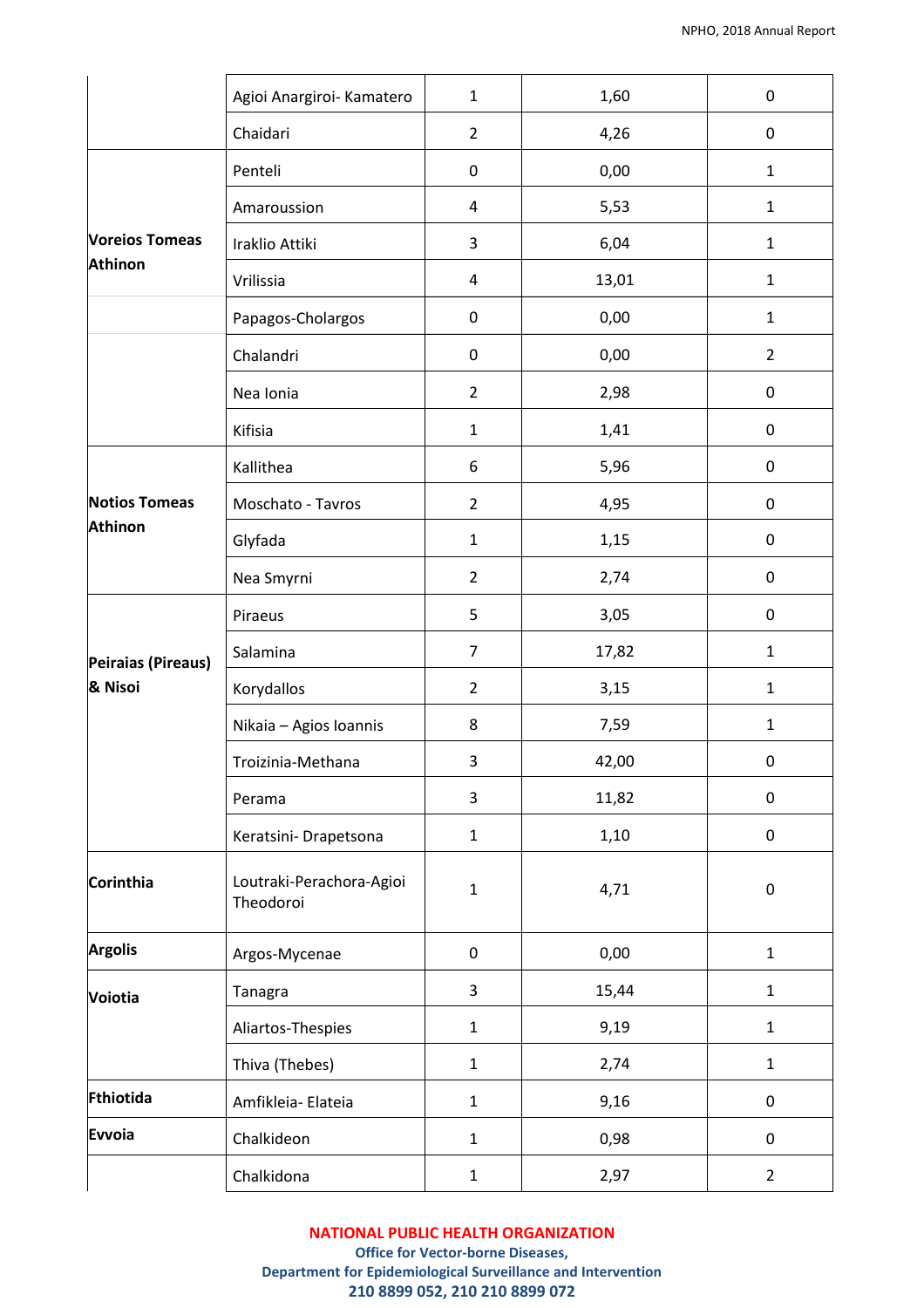| | | | | |
|---|---|---|---|---|
| | Agioi Anargiroi- Kamatero | 1 | 1,60 | 0 |
| | Chaidari | 2 | 4,26 | 0 |
| **Voreios Tomeas Athinon** | Penteli | 0 | 0,00 | 1 |
| | Amaroussion | 4 | 5,53 | 1 |
| | Iraklio Attiki | 3 | 6,04 | 1 |
| | Vrilissia | 4 | 13,01 | 1 |
| | Papagos-Cholargos | 0 | 0,00 | 1 |
| | Chalandri | 0 | 0,00 | 2 |
| | Nea Ionia | 2 | 2,98 | 0 |
| | Kifisia | 1 | 1,41 | 0 |
| **Notios Tomeas Athinon** | Kallithea | 6 | 5,96 | 0 |
| | Moschato - Tavros | 2 | 4,95 | 0 |
| | Glyfada | 1 | 1,15 | 0 |
| | Nea Smyrni | 2 | 2,74 | 0 |
| **Peiraias (Pireaus) & Nisoi** | Piraeus | 5 | 3,05 | 0 |
| | Salamina | 7 | 17,82 | 1 |
| | Korydallos | 2 | 3,15 | 1 |
| | Nikaia – Agios Ioannis | 8 | 7,59 | 1 |
| | Troizinia-Methana | 3 | 42,00 | 0 |
| | Perama | 3 | 11,82 | 0 |
| | Keratsini- Drapetsona | 1 | 1,10 | 0 |
| **Corinthia** | Loutraki-Perachora-Agioi Theodoroi | 1 | 4,71 | 0 |
| **Argolis** | Argos-Mycenae | 0 | 0,00 | 1 |
| **Voiotia** | Tanagra | 3 | 15,44 | 1 |
| | Aliartos-Thespies | 1 | 9,19 | 1 |
| | Thiva (Thebes) | 1 | 2,74 | 1 |
| **Fthiotida** | Amfikleia- Elateia | 1 | 9,16 | 0 |
| **Evvoia** | Chalkideon | 1 | 0,98 | 0 |
| | Chalkidona | 1 | 2,97 | 2 |

**NATIONAL PUBLIC HEALTH ORGANIZATION**
**Office for Vector-borne Diseases,**
**Department for Epidemiological Surveillance and Intervention**
**210 8899 052, 210 210 8899 072**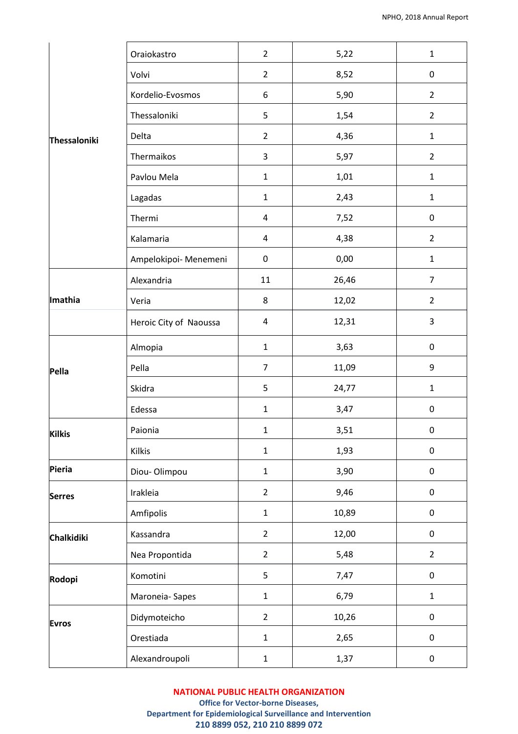| | | | | |
|---|---|---|---|---|
| Thessaloniki | Oraiokastro | 2 | 5,22 | 1 |
| | Volvi | 2 | 8,52 | 0 |
| | Kordelio-Evosmos | 6 | 5,90 | 2 |
| | Thessaloniki | 5 | 1,54 | 2 |
| | Delta | 2 | 4,36 | 1 |
| | Thermaikos | 3 | 5,97 | 2 |
| | Pavlou Mela | 1 | 1,01 | 1 |
| | Lagadas | 1 | 2,43 | 1 |
| | Thermi | 4 | 7,52 | 0 |
| | Kalamaria | 4 | 4,38 | 2 |
| | Ampelokipoi- Menemeni | 0 | 0,00 | 1 |
| Imathia | Alexandria | 11 | 26,46 | 7 |
| | Veria | 8 | 12,02 | 2 |
| | Heroic City of Naoussa | 4 | 12,31 | 3 |
| Pella | Almopia | 1 | 3,63 | 0 |
| | Pella | 7 | 11,09 | 9 |
| | Skidra | 5 | 24,77 | 1 |
| | Edessa | 1 | 3,47 | 0 |
| Kilkis | Paionia | 1 | 3,51 | 0 |
| | Kilkis | 1 | 1,93 | 0 |
| Pieria | Diou- Olimpou | 1 | 3,90 | 0 |
| Serres | Irakleia | 2 | 9,46 | 0 |
| | Amfipolis | 1 | 10,89 | 0 |
| Chalkidiki | Kassandra | 2 | 12,00 | 0 |
| | Nea Propontida | 2 | 5,48 | 2 |
| Rodopi | Komotini | 5 | 7,47 | 0 |
| | Maroneia- Sapes | 1 | 6,79 | 1 |
| Evros | Didymoteicho | 2 | 10,26 | 0 |
| | Orestiada | 1 | 2,65 | 0 |
| | Alexandroupoli | 1 | 1,37 | 0 |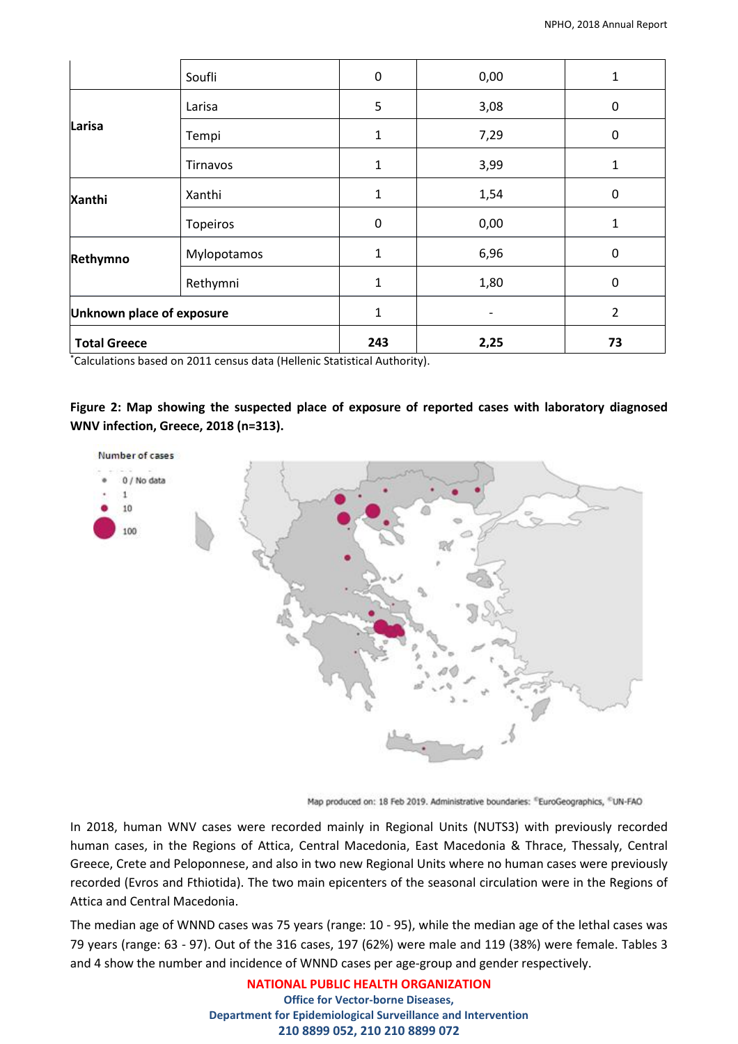| | | | | |
|---|---|---|---|---|
| | Soufli | 0 | 0,00 | 1 |
| Larisa | Larisa | 5 | 3,08 | 0 |
| | Tempi | 1 | 7,29 | 0 |
| | Tirnavos | 1 | 3,99 | 1 |
| Xanthi | Xanthi | 1 | 1,54 | 0 |
| | Topeiros | 0 | 0,00 | 1 |
| Rethymno | Mylopotamos | 1 | 6,96 | 0 |
| | Rethymni | 1 | 1,80 | 0 |
| **Unknown place of exposure** | | 1 | - | 2 |
| **Total Greece** | | **243** | **2,25** | **73** |

*Calculations based on 2011 census data (Hellenic Statistical Authority).

**Figure 2: Map showing the suspected place of exposure of reported cases with laboratory diagnosed WNV infection, Greece, 2018 (n=313).**

Number of cases: 0 / No data; 1; 10; 100

Map produced on: 18 Feb 2019. Administrative boundaries: ©EuroGeographics, ©UN-FAO

In 2018, human WNV cases were recorded mainly in Regional Units (NUTS3) with previously recorded human cases, in the Regions of Attica, Central Macedonia, East Macedonia & Thrace, Thessaly, Central Greece, Crete and Peloponnese, and also in two new Regional Units where no human cases were previously recorded (Evros and Fthiotida). The two main epicenters of the seasonal circulation were in the Regions of Attica and Central Macedonia.

The median age of WNND cases was 75 years (range: 10 - 95), while the median age of the lethal cases was 79 years (range: 63 - 97). Out of the 316 cases, 197 (62%) were male and 119 (38%) were female. Tables 3 and 4 show the number and incidence of WNND cases per age-group and gender respectively.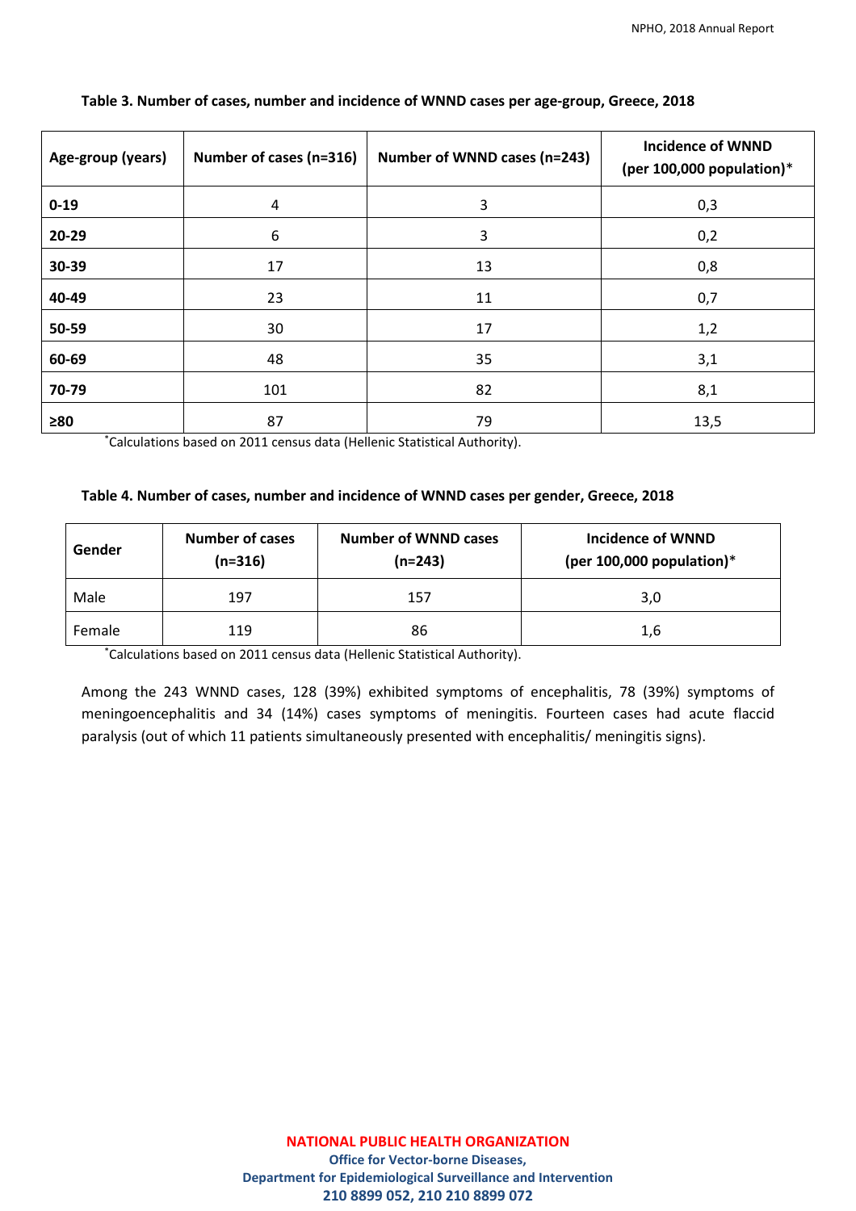**Table 3. Number of cases, number and incidence of WNND cases per age-group, Greece, 2018**

| Age-group (years) | Number of cases (n=316) | Number of WNND cases (n=243) | Incidence of WNND (per 100,000 population)* |
|---|---|---|---|
| **0-19** | 4 | 3 | 0,3 |
| **20-29** | 6 | 3 | 0,2 |
| **30-39** | 17 | 13 | 0,8 |
| **40-49** | 23 | 11 | 0,7 |
| **50-59** | 30 | 17 | 1,2 |
| **60-69** | 48 | 35 | 3,1 |
| **70-79** | 101 | 82 | 8,1 |
| **≥80** | 87 | 79 | 13,5 |

*Calculations based on 2011 census data (Hellenic Statistical Authority).

**Table 4. Number of cases, number and incidence of WNND cases per gender, Greece, 2018**

| Gender | Number of cases (n=316) | Number of WNND cases (n=243) | Incidence of WNND (per 100,000 population)* |
|---|---|---|---|
| Male | 197 | 157 | 3,0 |
| Female | 119 | 86 | 1,6 |

*Calculations based on 2011 census data (Hellenic Statistical Authority).

Among the 243 WNND cases, 128 (39%) exhibited symptoms of encephalitis, 78 (39%) symptoms of meningoencephalitis and 34 (14%) cases symptoms of meningitis. Fourteen cases had acute flaccid paralysis (out of which 11 patients simultaneously presented with encephalitis/ meningitis signs).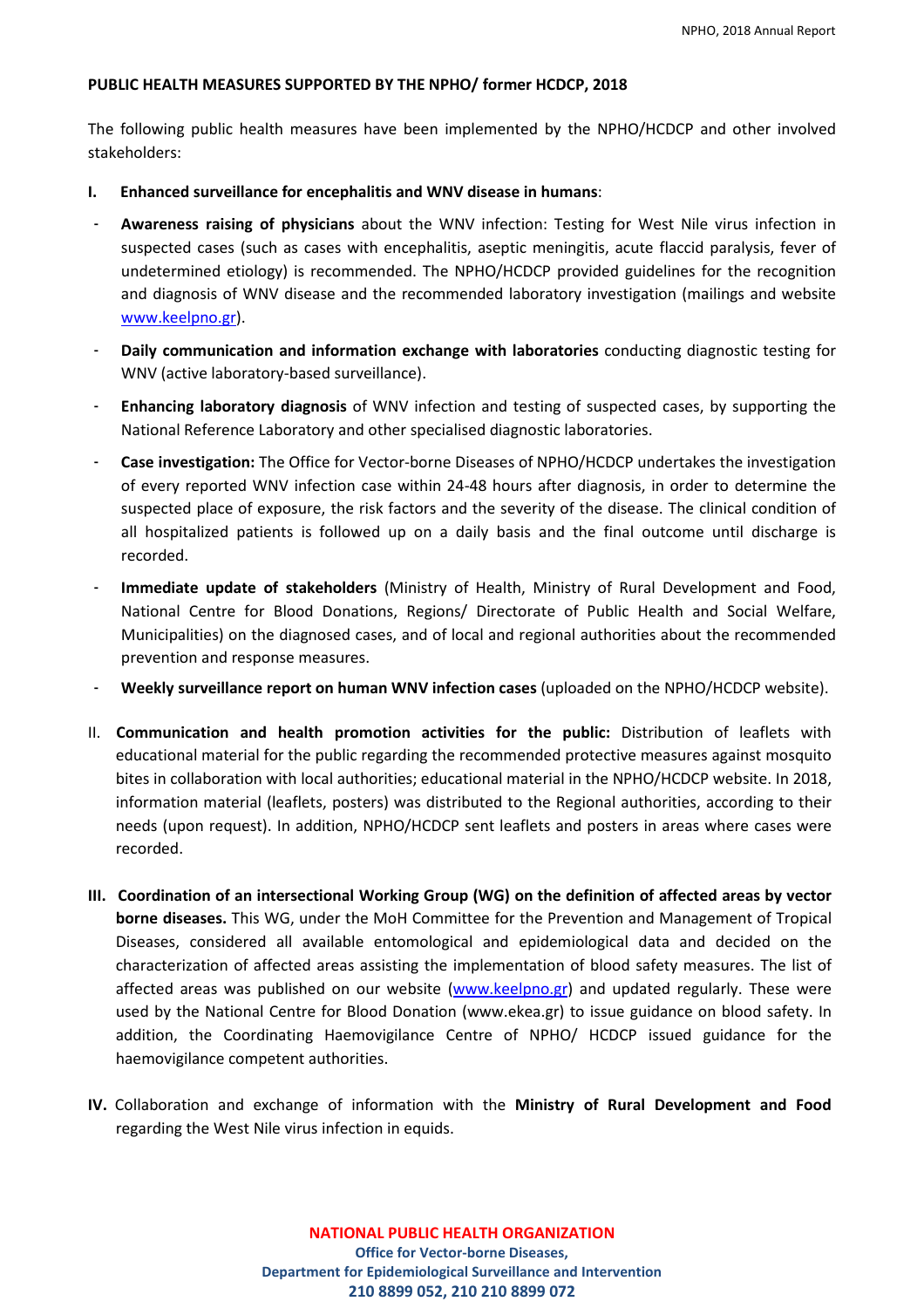**PUBLIC HEALTH MEASURES SUPPORTED BY THE NPHO/ former HCDCP, 2018**

The following public health measures have been implemented by the NPHO/HCDCP and other involved stakeholders:

**I. Enhanced surveillance for encephalitis and WNV disease in humans**:

- **Awareness raising of physicians** about the WNV infection: Testing for West Nile virus infection in suspected cases (such as cases with encephalitis, aseptic meningitis, acute flaccid paralysis, fever of undetermined etiology) is recommended. The NPHO/HCDCP provided guidelines for the recognition and diagnosis of WNV disease and the recommended laboratory investigation (mailings and website www.keelpno.gr).
- **Daily communication and information exchange with laboratories** conducting diagnostic testing for WNV (active laboratory-based surveillance).
- **Enhancing laboratory diagnosis** of WNV infection and testing of suspected cases, by supporting the National Reference Laboratory and other specialised diagnostic laboratories.
- **Case investigation:** The Office for Vector-borne Diseases of NPHO/HCDCP undertakes the investigation of every reported WNV infection case within 24-48 hours after diagnosis, in order to determine the suspected place of exposure, the risk factors and the severity of the disease. The clinical condition of all hospitalized patients is followed up on a daily basis and the final outcome until discharge is recorded.
- **Immediate update of stakeholders** (Ministry of Health, Ministry of Rural Development and Food, National Centre for Blood Donations, Regions/ Directorate of Public Health and Social Welfare, Municipalities) on the diagnosed cases, and of local and regional authorities about the recommended prevention and response measures.
- **Weekly surveillance report on human WNV infection cases** (uploaded on the NPHO/HCDCP website).

II. **Communication and health promotion activities for the public:** Distribution of leaflets with educational material for the public regarding the recommended protective measures against mosquito bites in collaboration with local authorities; educational material in the NPHO/HCDCP website. In 2018, information material (leaflets, posters) was distributed to the Regional authorities, according to their needs (upon request). In addition, NPHO/HCDCP sent leaflets and posters in areas where cases were recorded.

**III. Coordination of an intersectional Working Group (WG) on the definition of affected areas by vector borne diseases.** This WG, under the MoH Committee for the Prevention and Management of Tropical Diseases, considered all available entomological and epidemiological data and decided on the characterization of affected areas assisting the implementation of blood safety measures. The list of affected areas was published on our website (www.keelpno.gr) and updated regularly. These were used by the National Centre for Blood Donation (www.ekea.gr) to issue guidance on blood safety. In addition, the Coordinating Haemovigilance Centre of NPHO/ HCDCP issued guidance for the haemovigilance competent authorities.

**IV.** Collaboration and exchange of information with the **Ministry of Rural Development and Food** regarding the West Nile virus infection in equids.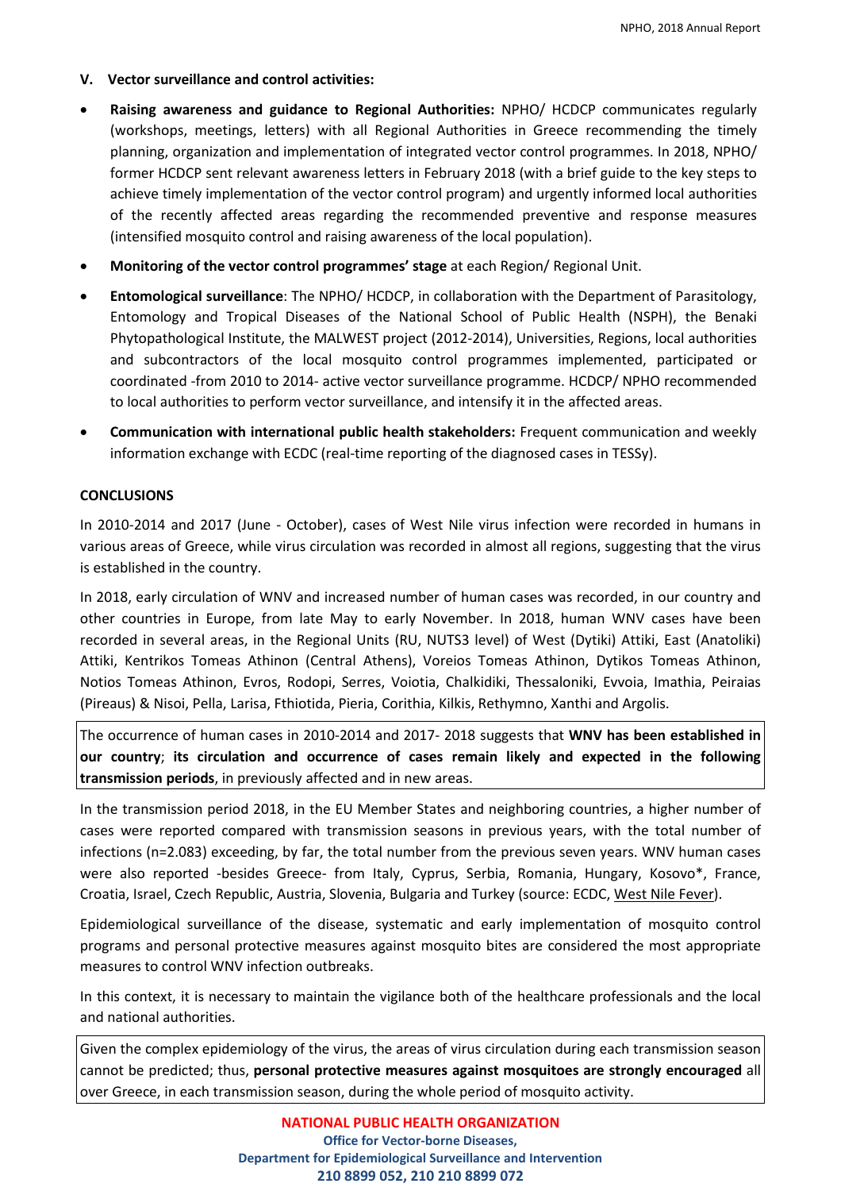## V. Vector surveillance and control activities:

- **Raising awareness and guidance to Regional Authorities:** NPHO/ HCDCP communicates regularly (workshops, meetings, letters) with all Regional Authorities in Greece recommending the timely planning, organization and implementation of integrated vector control programmes. In 2018, NPHO/ former HCDCP sent relevant awareness letters in February 2018 (with a brief guide to the key steps to achieve timely implementation of the vector control program) and urgently informed local authorities of the recently affected areas regarding the recommended preventive and response measures (intensified mosquito control and raising awareness of the local population).
- **Monitoring of the vector control programmes' stage** at each Region/ Regional Unit.
- **Entomological surveillance**: The NPHO/ HCDCP, in collaboration with the Department of Parasitology, Entomology and Tropical Diseases of the National School of Public Health (NSPH), the Benaki Phytopathological Institute, the MALWEST project (2012-2014), Universities, Regions, local authorities and subcontractors of the local mosquito control programmes implemented, participated or coordinated -from 2010 to 2014- active vector surveillance programme. HCDCP/ NPHO recommended to local authorities to perform vector surveillance, and intensify it in the affected areas.
- **Communication with international public health stakeholders:** Frequent communication and weekly information exchange with ECDC (real-time reporting of the diagnosed cases in TESSy).

## CONCLUSIONS

In 2010-2014 and 2017 (June - October), cases of West Nile virus infection were recorded in humans in various areas of Greece, while virus circulation was recorded in almost all regions, suggesting that the virus is established in the country.

In 2018, early circulation of WNV and increased number of human cases was recorded, in our country and other countries in Europe, from late May to early November. In 2018, human WNV cases have been recorded in several areas, in the Regional Units (RU, NUTS3 level) of West (Dytiki) Attiki, East (Anatoliki) Attiki, Kentrikos Tomeas Athinon (Central Athens), Voreios Tomeas Athinon, Dytikos Tomeas Athinon, Notios Tomeas Athinon, Evros, Rodopi, Serres, Voiotia, Chalkidiki, Thessaloniki, Evvoia, Imathia, Peiraias (Pireaus) & Nisoi, Pella, Larisa, Fthiotida, Pieria, Corithia, Kilkis, Rethymno, Xanthi and Argolis.

The occurrence of human cases in 2010-2014 and 2017- 2018 suggests that **WNV has been established in our country**; **its circulation and occurrence of cases remain likely and expected in the following transmission periods**, in previously affected and in new areas.

In the transmission period 2018, in the EU Member States and neighboring countries, a higher number of cases were reported compared with transmission seasons in previous years, with the total number of infections (n=2.083) exceeding, by far, the total number from the previous seven years. WNV human cases were also reported -besides Greece- from Italy, Cyprus, Serbia, Romania, Hungary, Kosovo*, France, Croatia, Israel, Czech Republic, Austria, Slovenia, Bulgaria and Turkey (source: ECDC, West Nile Fever).

Epidemiological surveillance of the disease, systematic and early implementation of mosquito control programs and personal protective measures against mosquito bites are considered the most appropriate measures to control WNV infection outbreaks.

In this context, it is necessary to maintain the vigilance both of the healthcare professionals and the local and national authorities.

Given the complex epidemiology of the virus, the areas of virus circulation during each transmission season cannot be predicted; thus, **personal protective measures against mosquitoes are strongly encouraged** all over Greece, in each transmission season, during the whole period of mosquito activity.

**NATIONAL PUBLIC HEALTH ORGANIZATION**
**Office for Vector-borne Diseases,**
**Department for Epidemiological Surveillance and Intervention**
**210 8899 052, 210 210 8899 072**